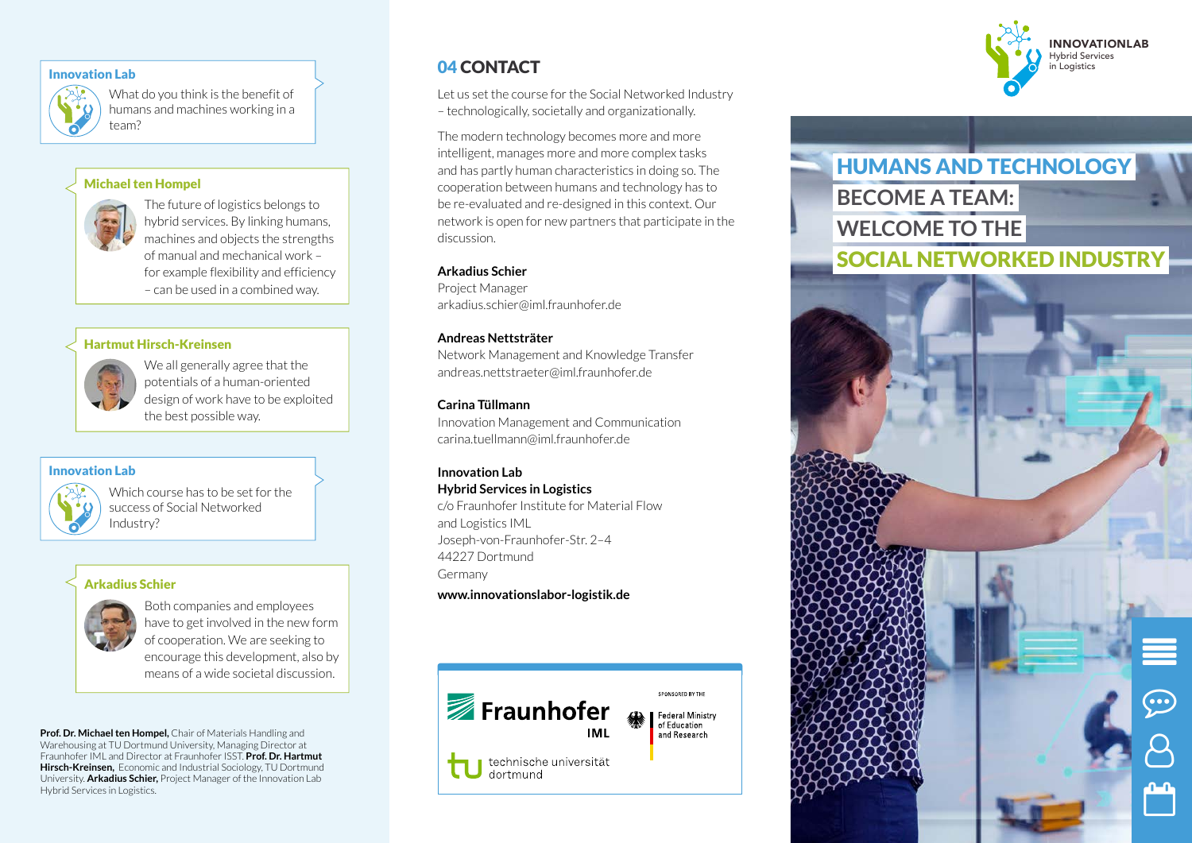**Innovation Lab**

What do you think is the benefit of humans and machines working in a team?

**Michael ten Hompel**

The future of logistics belongs to hybrid services. By linking humans, machines and objects the strengths of manual and mechanical work – for example flexibility and efficiency – can be used in a combined way.

**Hartmut Hirsch-Kreinsen**

We all generally agree that the potentials of a human-oriented design of work have to be exploited the best possible way.

**Innovation Lab**

Which course has to be set for the success of Social Networked Industry?

**Arkadius Schier**

Both companies and employees have to get involved in the new form of cooperation. We are seeking to encourage this development, also by means of a wide societal discussion.

**Prof. Dr. Michael ten Hompel,** Chair of Materials Handling and Warehousing at TU Dortmund University, Managing Director at Fraunhofer IML and Director at Fraunhofer ISST. **Prof. Dr. Hartmut Hirsch-Kreinsen,** Economic and Industrial Sociology, TU Dortmund University. **Arkadius Schier,** Project Manager of the Innovation Lab Hybrid Services in Logistics.

## 04 CONTACT

Let us set the course for the Social Networked Industry – technologically, societally and organizationally.

The modern technology becomes more and more intelligent, manages more and more complex tasks and has partly human characteristics in doing so. The cooperation between humans and technology has to be re-evaluated and re-designed in this context. Our network is open for new partners that participate in the discussion.

**Arkadius Schier**
Project Manager
arkadius.schier@iml.fraunhofer.de

**Andreas Nettsträter**
Network Management and Knowledge Transfer
andreas.nettstraeter@iml.fraunhofer.de

**Carina Tüllmann**
Innovation Management and Communication
carina.tuellmann@iml.fraunhofer.de

**Innovation Lab**
**Hybrid Services in Logistics**
c/o Fraunhofer Institute for Material Flow and Logistics IML
Joseph-von-Fraunhofer-Str. 2–4
44227 Dortmund
Germany

**www.innovationslabor-logistik.de**

Fraunhofer IML

technische universität dortmund

SPONSORED BY THE Federal Ministry of Education and Research

INNOVATIONLAB
Hybrid Services in Logistics

# HUMANS AND TECHNOLOGY BECOME A TEAM: WELCOME TO THE SOCIAL NETWORKED INDUSTRY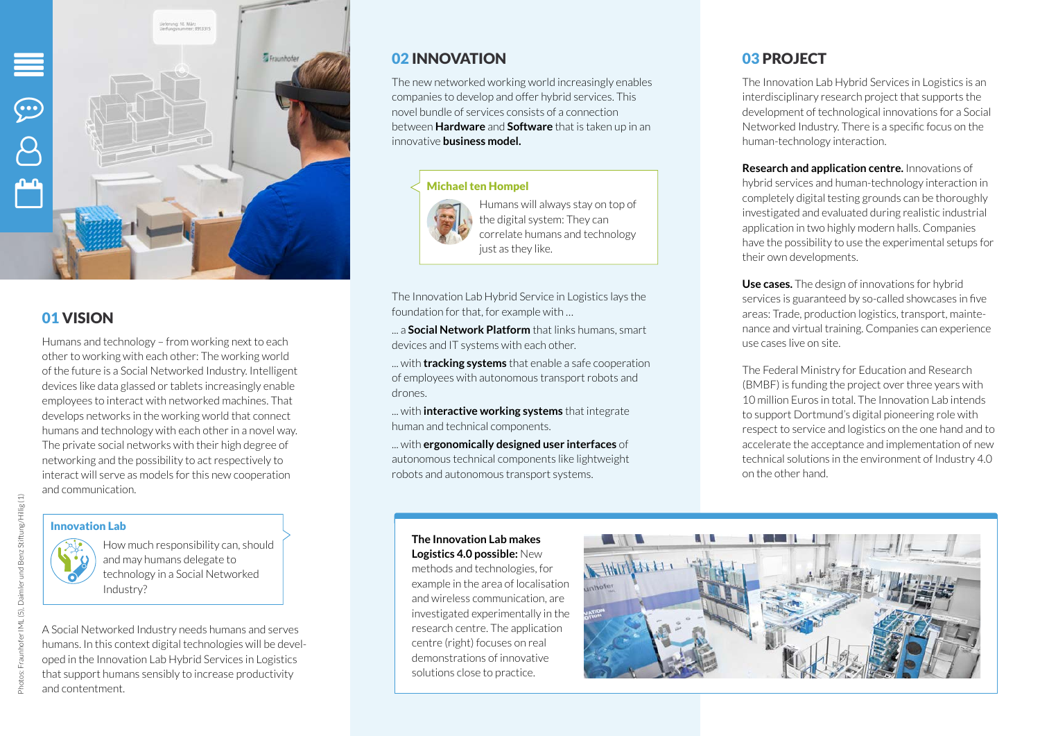## 01 VISION

Humans and technology – from working next to each other to working with each other: The working world of the future is a Social Networked Industry. Intelligent devices like data glassed or tablets increasingly enable employees to interact with networked machines. That develops networks in the working world that connect humans and technology with each other in a novel way. The private social networks with their high degree of networking and the possibility to act respectively to interact will serve as models for this new cooperation and communication.

**Innovation Lab**

How much responsibility can, should and may humans delegate to technology in a Social Networked Industry?

A Social Networked Industry needs humans and serves humans. In this context digital technologies will be developed in the Innovation Lab Hybrid Services in Logistics that support humans sensibly to increase productivity and contentment.

## 02 INNOVATION

The new networked working world increasingly enables companies to develop and offer hybrid services. This novel bundle of services consists of a connection between **Hardware** and **Software** that is taken up in an innovative **business model.**

**Michael ten Hompel**

Humans will always stay on top of the digital system: They can correlate humans and technology just as they like.

The Innovation Lab Hybrid Service in Logistics lays the foundation for that, for example with …

… a **Social Network Platform** that links humans, smart devices and IT systems with each other.

… with **tracking systems** that enable a safe cooperation of employees with autonomous transport robots and drones.

… with **interactive working systems** that integrate human and technical components.

… with **ergonomically designed user interfaces** of autonomous technical components like lightweight robots and autonomous transport systems.

## 03 PROJECT

The Innovation Lab Hybrid Services in Logistics is an interdisciplinary research project that supports the development of technological innovations for a Social Networked Industry. There is a specific focus on the human-technology interaction.

**Research and application centre.** Innovations of hybrid services and human-technology interaction in completely digital testing grounds can be thoroughly investigated and evaluated during realistic industrial application in two highly modern halls. Companies have the possibility to use the experimental setups for their own developments.

**Use cases.** The design of innovations for hybrid services is guaranteed by so-called showcases in five areas: Trade, production logistics, transport, maintenance and virtual training. Companies can experience use cases live on site.

The Federal Ministry for Education and Research (BMBF) is funding the project over three years with 10 million Euros in total. The Innovation Lab intends to support Dortmund's digital pioneering role with respect to service and logistics on the one hand and to accelerate the acceptance and implementation of new technical solutions in the environment of Industry 4.0 on the other hand.

**The Innovation Lab makes Logistics 4.0 possible:** New methods and technologies, for example in the area of localisation and wireless communication, are investigated experimentally in the research centre. The application centre (right) focuses on real demonstrations of innovative solutions close to practice.

Photos: Fraunhofer IML (5), Daimler und Benz Stiftung/Hillig (1)